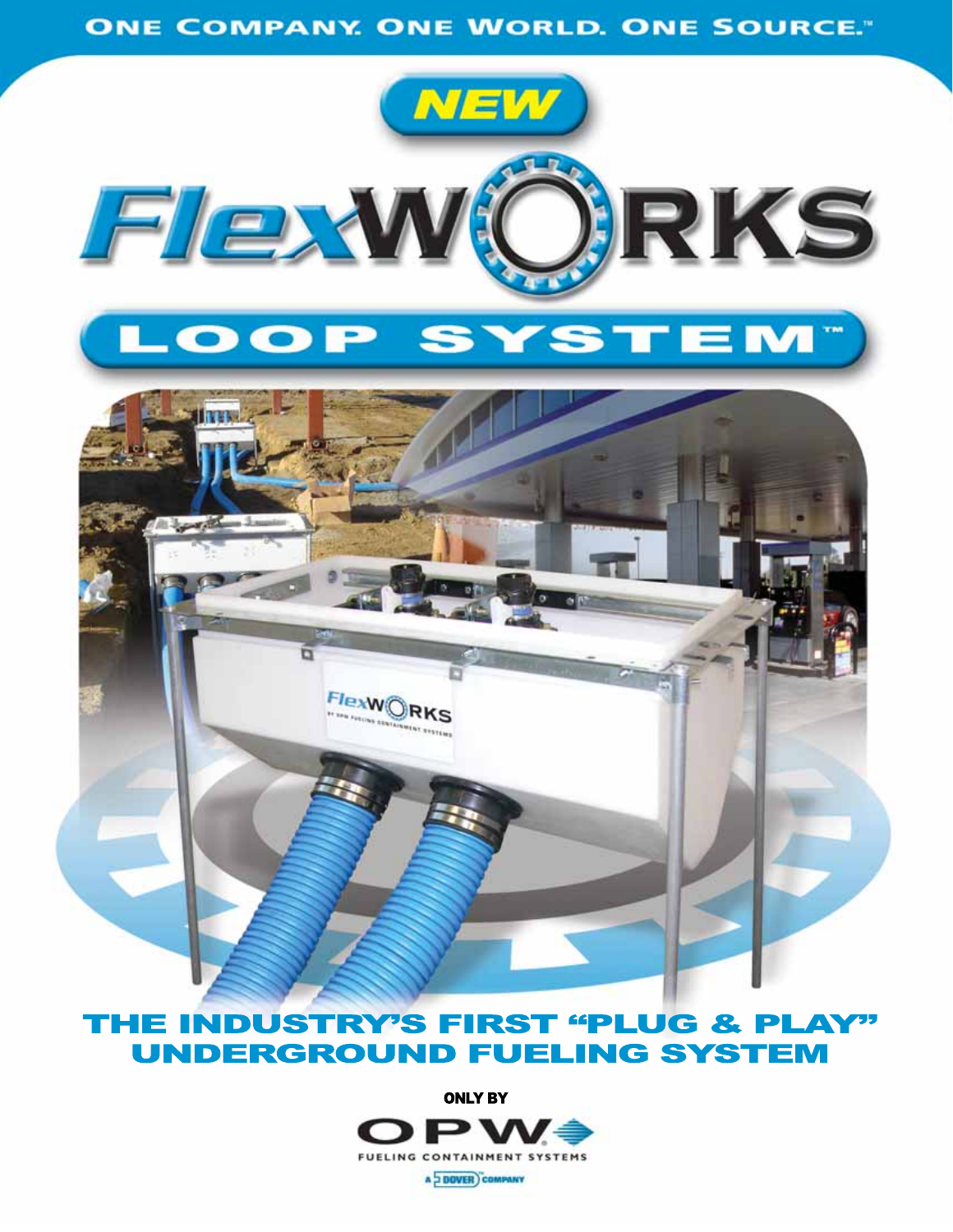ONE COMPANY. ONE WORLD. ONE SOURCE.™

NEW

# FlexWORKS

## LOOP SYSTEM™

## THE INDUSTRY'S FIRST "PLUG & PLAY" UNDERGROUND FUELING SYSTEM

ONLY BY

OPW

FUELING CONTAINMENT SYSTEMS

A DOVER COMPANY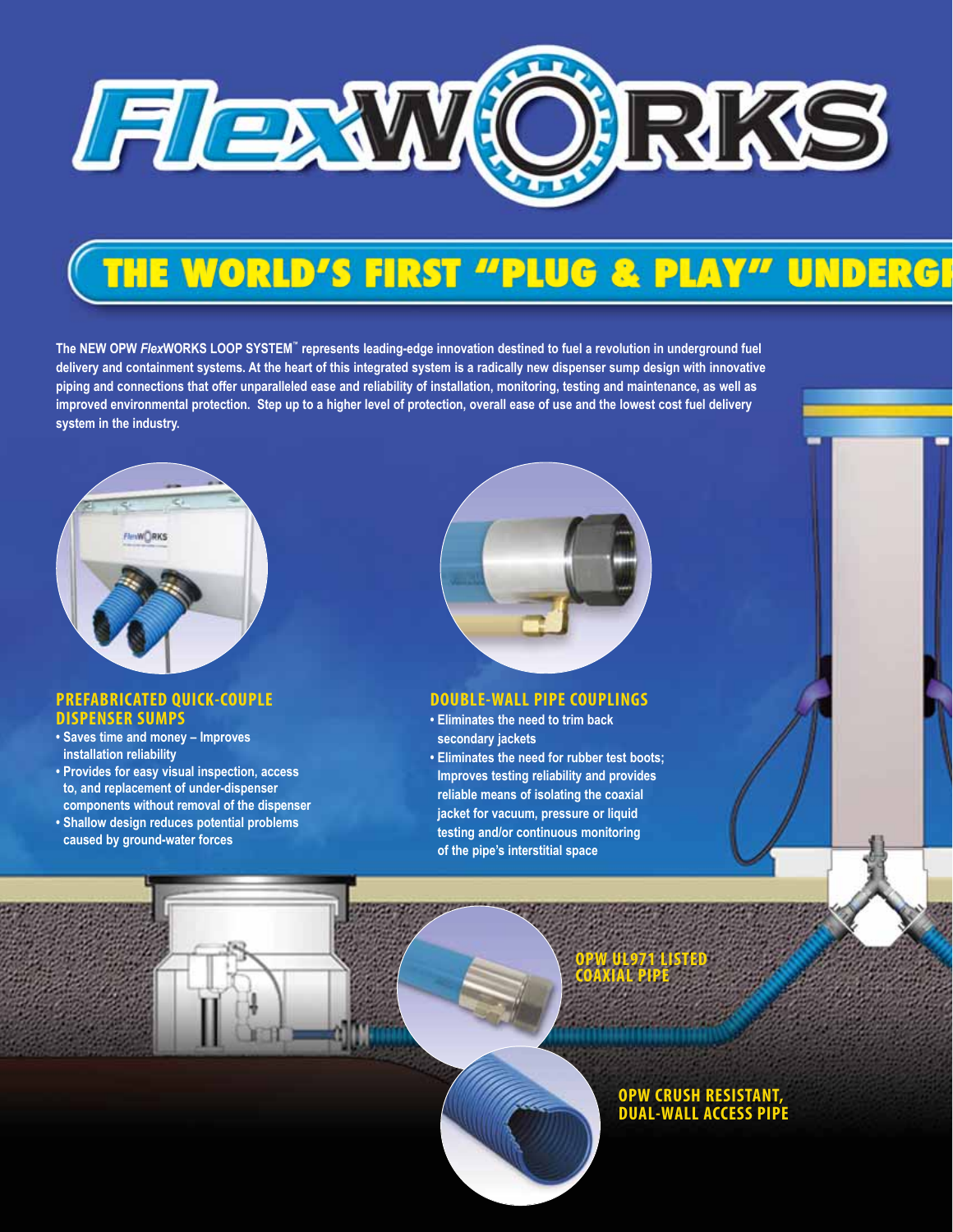# FlexWORKS

## THE WORLD'S FIRST "PLUG & PLAY" UNDERGR

**The NEW OPW *Flex*WORKS LOOP SYSTEM™ represents leading-edge innovation destined to fuel a revolution in underground fuel delivery and containment systems. At the heart of this integrated system is a radically new dispenser sump design with innovative piping and connections that offer unparalleled ease and reliability of installation, monitoring, testing and maintenance, as well as improved environmental protection. Step up to a higher level of protection, overall ease of use and the lowest cost fuel delivery system in the industry.**

### PREFABRICATED QUICK-COUPLE DISPENSER SUMPS

- **Saves time and money – Improves installation reliability**
- **Provides for easy visual inspection, access to, and replacement of under-dispenser components without removal of the dispenser**
- **Shallow design reduces potential problems caused by ground-water forces**

### DOUBLE-WALL PIPE COUPLINGS

- **Eliminates the need to trim back secondary jackets**
- **Eliminates the need for rubber test boots; Improves testing reliability and provides reliable means of isolating the coaxial jacket for vacuum, pressure or liquid testing and/or continuous monitoring of the pipe's interstitial space**

### OPW UL971 LISTED COAXIAL PIPE

### OPW CRUSH RESISTANT, DUAL-WALL ACCESS PIPE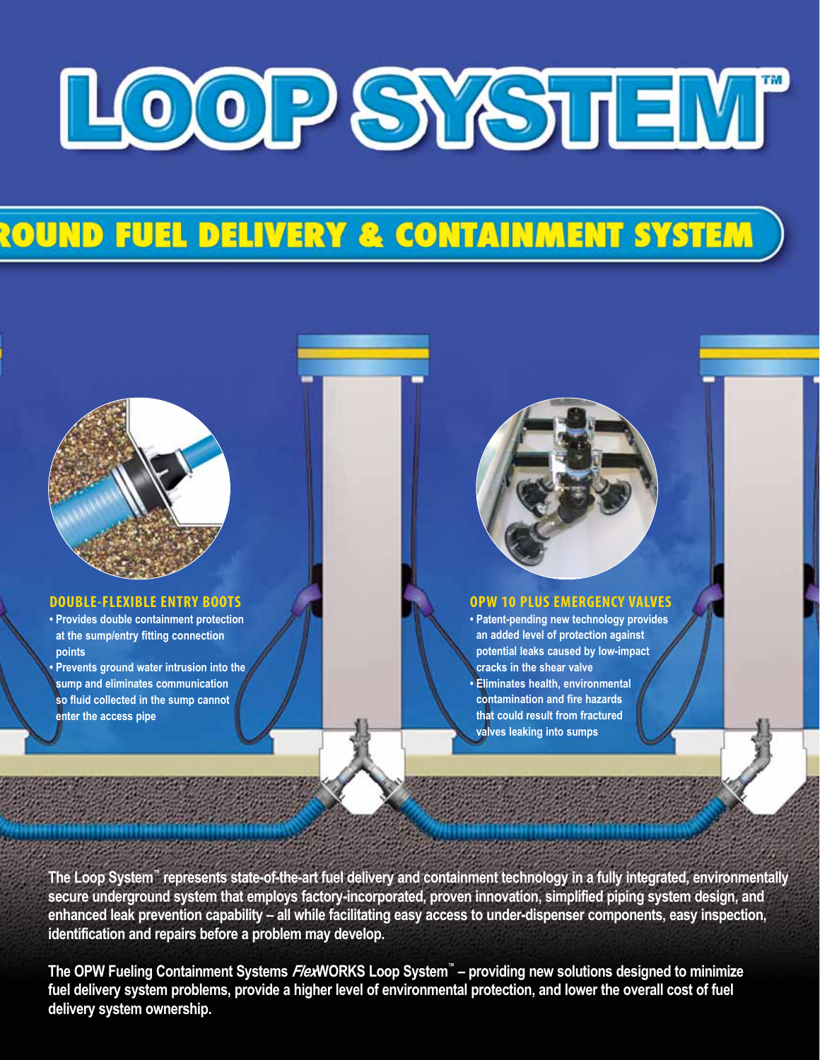# LOOP SYSTEM™

## ROUND FUEL DELIVERY & CONTAINMENT SYSTEM

### DOUBLE-FLEXIBLE ENTRY BOOTS

- Provides double containment protection at the sump/entry fitting connection points
- Prevents ground water intrusion into the sump and eliminates communication so fluid collected in the sump cannot enter the access pipe

### OPW 10 PLUS EMERGENCY VALVES

- Patent-pending new technology provides an added level of protection against potential leaks caused by low-impact cracks in the shear valve
- Eliminates health, environmental contamination and fire hazards that could result from fractured valves leaking into sumps

**The Loop System™ represents state-of-the-art fuel delivery and containment technology in a fully integrated, environmentally secure underground system that employs factory-incorporated, proven innovation, simplified piping system design, and enhanced leak prevention capability – all while facilitating easy access to under-dispenser components, easy inspection, identification and repairs before a problem may develop.**

**The OPW Fueling Containment Systems *Flex*WORKS Loop System™ – providing new solutions designed to minimize fuel delivery system problems, provide a higher level of environmental protection, and lower the overall cost of fuel delivery system ownership.**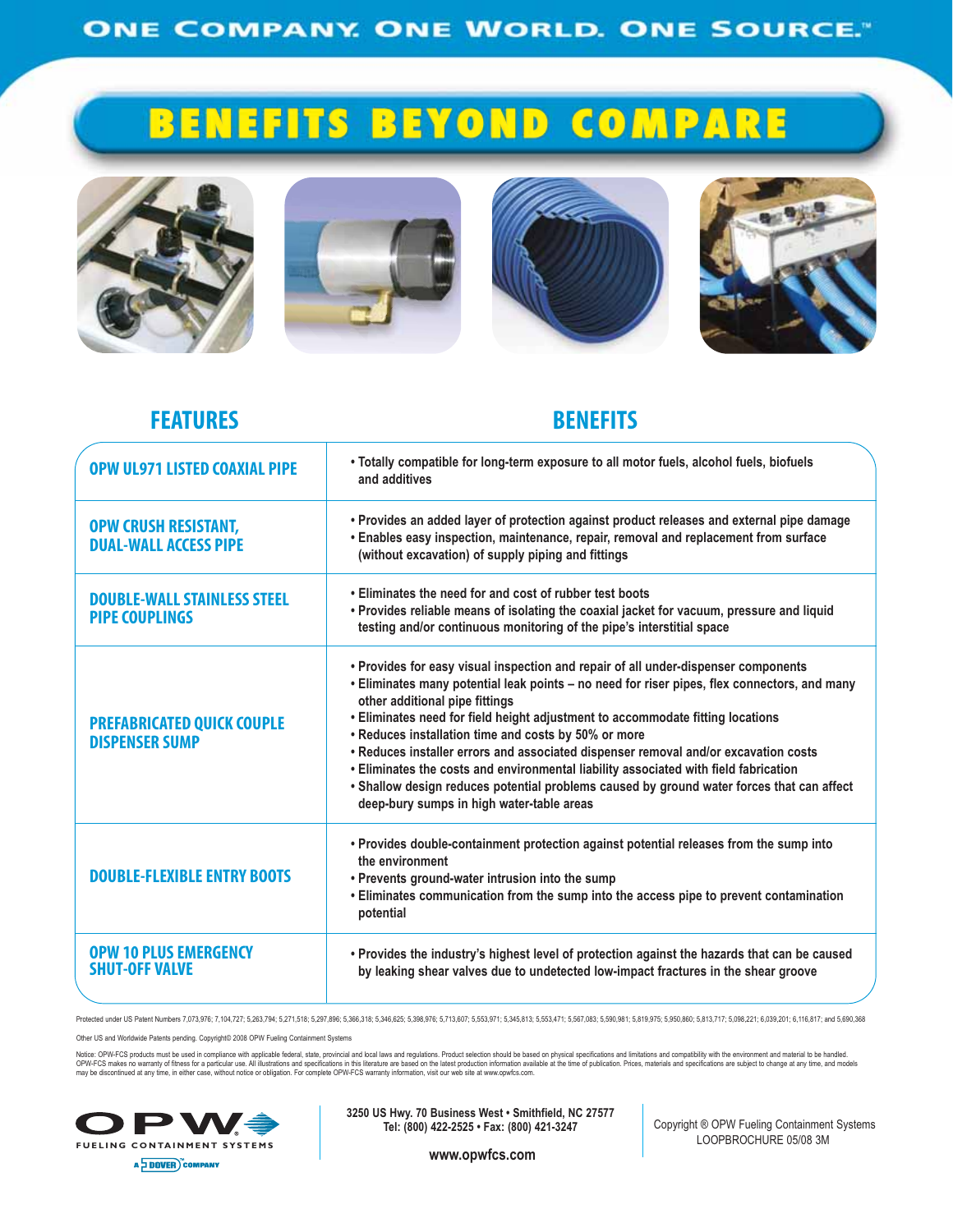ONE COMPANY. ONE WORLD. ONE SOURCE.™

# BENEFITS BEYOND COMPARE

| FEATURES | BENEFITS |
|---|---|
| OPW UL971 LISTED COAXIAL PIPE | • Totally compatible for long-term exposure to all motor fuels, alcohol fuels, biofuels and additives |
| OPW CRUSH RESISTANT, DUAL-WALL ACCESS PIPE | • Provides an added layer of protection against product releases and external pipe damage<br>• Enables easy inspection, maintenance, repair, removal and replacement from surface (without excavation) of supply piping and fittings |
| DOUBLE-WALL STAINLESS STEEL PIPE COUPLINGS | • Eliminates the need for and cost of rubber test boots<br>• Provides reliable means of isolating the coaxial jacket for vacuum, pressure and liquid testing and/or continuous monitoring of the pipe's interstitial space |
| PREFABRICATED QUICK COUPLE DISPENSER SUMP | • Provides for easy visual inspection and repair of all under-dispenser components<br>• Eliminates many potential leak points – no need for riser pipes, flex connectors, and many other additional pipe fittings<br>• Eliminates need for field height adjustment to accommodate fitting locations<br>• Reduces installation time and costs by 50% or more<br>• Reduces installer errors and associated dispenser removal and/or excavation costs<br>• Eliminates the costs and environmental liability associated with field fabrication<br>• Shallow design reduces potential problems caused by ground water forces that can affect deep-bury sumps in high water-table areas |
| DOUBLE-FLEXIBLE ENTRY BOOTS | • Provides double-containment protection against potential releases from the sump into the environment<br>• Prevents ground-water intrusion into the sump<br>• Eliminates communication from the sump into the access pipe to prevent contamination potential |
| OPW 10 PLUS EMERGENCY SHUT-OFF VALVE | • Provides the industry's highest level of protection against the hazards that can be caused by leaking shear valves due to undetected low-impact fractures in the shear groove |

Protected under US Patent Numbers 7,073,976; 7,104,727; 5,263,794; 5,271,518; 5,297,896; 5,366,318; 5,346,625; 5,398,976; 5,713,607; 5,553,971; 5,345,813; 5,553,471; 5,567,083; 5,590,981; 5,819,975; 5,950,860; 5,813,717; 5,098,221; 6,039,201; 6,116,817; and 5,690,368

Other US and Worldwide Patents pending. Copyright© 2008 OPW Fueling Containment Systems

Notice: OPW-FCS products must be used in compliance with applicable federal, state, provincial and local laws and regulations. Product selection should be based on physical specifications and limitations and compatibility with the environment and material to be handled. OPW-FCS makes no warranty of fitness for a particular use. All illustrations and specifications in this literature are based on the latest production information available at the time of publication. Prices, materials and specifications are subject to change at any time, and models may be discontinued at any time, in either case, without notice or obligation. For complete OPW-FCS warranty information, visit our web site at www.opwfcs.com.

OPW FUELING CONTAINMENT SYSTEMS
A DOVER™ COMPANY

3250 US Hwy. 70 Business West • Smithfield, NC 27577
Tel: (800) 422-2525 • Fax: (800) 421-3247

www.opwfcs.com

Copyright ® OPW Fueling Containment Systems
LOOPBROCHURE 05/08 3M